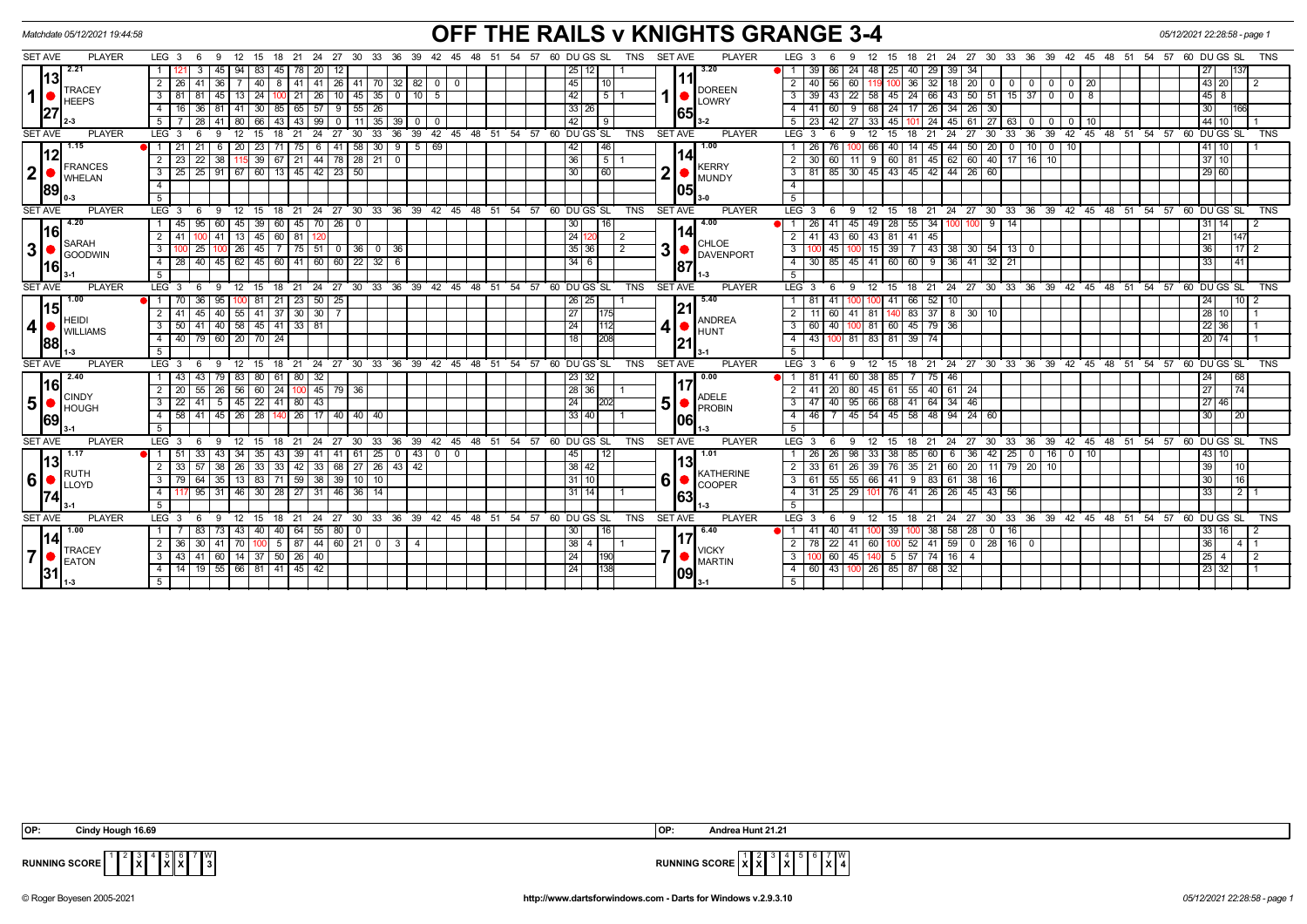Matchdate 05/12/2021 19:44:58

# OFF THE RAILS v KNIGHTS GRANGE 3-4

05/12/2021 22:28:58 - page 1

| SET | AVE | PLAYER | LEG | 3 | 6 | 9 | 12 | 15 | 18 | 21 | 24 | 27 | 30 | 33 | 36 | 39 | 42 | DU | GS | SL | TNS | SET | AVE | PLAYER | LEG | 3 | 6 | 9 | 12 | 15 | 18 | 21 | 24 | 27 | 30 | 33 | 36 | 39 | 42 | 45 | DU | GS | SL | TNS |
|---|---|---|---|---|---|---|---|---|---|---|---|---|---|---|---|---|---|---|---|---|---|---|---|---|---|---|---|---|---|---|---|---|---|---|---|---|---|---|---|---|---|---|---|---|
| 1 | 13.27 (2.21) | TRACEY HEEPS (2-3) | 1 | 121 | 3 | 45 | 94 | 83 | 45 | 78 | 20 | 12 | | | | | | 25 | 12 | | 1 | 1 | 11.65 (3.20) | DOREEN LOWRY (3-2) | 1 | 39 | 86 | 24 | 48 | 25 | 40 | 29 | 39 | 34 | | | | | | | 27 | | 137 | |
| | | | 2 | 26 | 41 | 36 | 7 | 40 | 8 | 41 | 41 | 26 | 41 | 70 | 32 | 82 | 0 | 0 | 45 | | 10 | | | | | 2 | 40 | 56 | 60 | 119 | 100 | 36 | 32 | 18 | 20 | 0 | 0 | 0 | 0 | 0 | 20 | 43 | 20 | | 2 |
| | | | 3 | 81 | 81 | 45 | 13 | 24 | 100 | 21 | 26 | 10 | 45 | 35 | 0 | 10 | 5 | | 42 | | 5 | 1 | | | | 3 | 39 | 43 | 22 | 58 | 45 | 24 | 66 | 43 | 50 | 51 | 15 | 37 | 0 | 0 | 8 | 45 | 8 | | |
| | | | 4 | 16 | 36 | 81 | 41 | 30 | 85 | 65 | 57 | 9 | 55 | 26 | | | | | 33 | 26 | | | | | | 4 | 41 | 60 | 9 | 68 | 24 | 17 | 26 | 34 | 26 | 30 | | | | | | 30 | | 166 | |
| | | | 5 | 7 | 28 | 41 | 80 | 66 | 43 | 43 | 99 | 0 | 11 | 35 | 39 | 0 | 0 | | 42 | | 9 | | | | | 5 | 23 | 42 | 27 | 33 | 45 | 101 | 24 | 45 | 61 | 27 | 63 | 0 | 0 | 0 | 10 | 44 | 10 | | 1 |
| 2 | 12.89 (1.15) | FRANCES WHELAN (0-3) | 1 | 21 | 21 | 6 | 20 | 23 | 71 | 75 | 6 | 41 | 58 | 30 | 9 | 5 | 69 | | 42 | | 46 | | 2 | 14.05 (1.00) | KERRY MUNDY (3-0) | 1 | 26 | 76 | 100 | 66 | 40 | 14 | 45 | 44 | 50 | 20 | 0 | 10 | 0 | 10 | | 41 | 10 | | 1 |
| | | | 2 | 23 | 22 | 38 | 115 | 39 | 67 | 21 | 44 | 78 | 28 | 21 | 0 | | | | 36 | | 5 | 1 | | | | 2 | 30 | 60 | 11 | 9 | 60 | 81 | 45 | 62 | 60 | 40 | 17 | 16 | 10 | | | 37 | 10 | | |
| | | | 3 | 25 | 25 | 91 | 67 | 60 | 13 | 45 | 42 | 23 | 50 | | | | | | 30 | | 60 | | | | | 3 | 81 | 85 | 30 | 45 | 43 | 45 | 42 | 44 | 26 | 60 | | | | | | 29 | 60 | | |
| 3 | 16.16 (4.20) | SARAH GOODWIN (3-1) | 1 | 45 | 95 | 60 | 45 | 39 | 60 | 45 | 70 | 26 | 0 | | | | | | 30 | | 16 | | 3 | 14.87 (4.00) | CHLOE DAVENPORT (1-3) | 1 | 26 | 41 | 45 | 49 | 28 | 55 | 34 | 100 | 100 | 9 | 14 | | | | | 31 | 14 | | 2 |
| | | | 2 | 41 | 100 | 41 | 13 | 45 | 60 | 81 | 120 | | | | | | | | 24 | 120 | | 2 | | | | 2 | 41 | 43 | 60 | 43 | 81 | 41 | 45 | | | | | | | | | 21 | | 147 | |
| | | | 3 | 100 | 25 | 100 | 26 | 45 | 7 | 75 | 51 | 0 | 36 | 0 | 36 | | | | 35 | 36 | | 2 | | | | 3 | 100 | 45 | 100 | 15 | 39 | 7 | 43 | 38 | 30 | 54 | 13 | 0 | | | | 36 | | 17 | 2 |
| | | | 4 | 28 | 40 | 45 | 62 | 45 | 60 | 41 | 60 | 60 | 22 | 32 | 6 | | | | 34 | 6 | | | | | | 4 | 30 | 85 | 45 | 41 | 60 | 60 | 9 | 36 | 41 | 32 | 21 | | | | | 33 | | 41 | |
| 4 | 15.88 (1.00) | HEIDI WILLIAMS (1-3) | 1 | 70 | 36 | 95 | 100 | 81 | 21 | 23 | 50 | 25 | | | | | | | 26 | 25 | | 1 | 4 | 21.21 (5.40) | ANDREA HUNT (3-1) | 1 | 81 | 41 | 100 | 100 | 41 | 66 | 52 | 10 | | | | | | | | 24 | | 10 | 2 |
| | | | 2 | 41 | 45 | 40 | 55 | 41 | 37 | 30 | 30 | 7 | | | | | | | 27 | | 175 | | | | | 2 | 11 | 60 | 41 | 81 | 140 | 83 | 37 | 8 | 30 | 10 | | | | | | 28 | 10 | | 1 |
| | | | 3 | 50 | 41 | 40 | 58 | 45 | 41 | 33 | 81 | | | | | | | | 24 | | 112 | | | | | 3 | 60 | 40 | 100 | 81 | 60 | 45 | 79 | 36 | | | | | | | | 22 | 36 | | 1 |
| | | | 4 | 40 | 79 | 60 | 20 | 70 | 24 | | | | | | | | | | 18 | | 208 | | | | | 4 | 43 | 100 | 81 | 83 | 81 | 39 | 74 | | | | | | | | | 20 | 74 | | 1 |
| 5 | 16.69 (2.40) | CINDY HOUGH (3-1) | 1 | 43 | 43 | 79 | 83 | 80 | 61 | 80 | 32 | | | | | | | | 23 | 32 | | | 5 | 17.06 (0.00) | ADELE PROBIN (1-3) | 1 | 81 | 41 | 60 | 38 | 85 | 7 | 75 | 46 | | | | | | | | 24 | | 68 | |
| | | | 2 | 20 | 55 | 26 | 56 | 60 | 24 | 100 | 45 | 79 | 36 | | | | | | 28 | 36 | | 1 | | | | 2 | 41 | 20 | 80 | 45 | 61 | 55 | 40 | 61 | 24 | | | | | | | 27 | | 74 | |
| | | | 3 | 22 | 41 | 5 | 45 | 22 | 41 | 80 | 43 | | | | | | | | 24 | | 202 | | | | | 3 | 47 | 40 | 95 | 66 | 68 | 41 | 64 | 34 | 46 | | | | | | | 27 | 46 | | |
| | | | 4 | 58 | 41 | 45 | 26 | 28 | 140 | 26 | 17 | 40 | 40 | 40 | | | | | 33 | 40 | | 1 | | | | 4 | 46 | 7 | 45 | 54 | 45 | 58 | 48 | 94 | 24 | 60 | | | | | | 30 | | 20 | |
| 6 | 13.74 (1.17) | RUTH LLOYD (3-1) | 1 | 51 | 33 | 43 | 34 | 35 | 43 | 39 | 41 | 41 | 61 | 25 | 0 | 43 | 0 | 0 | 45 | | 12 | | 6 | 13.63 (1.01) | KATHERINE COOPER (1-3) | 1 | 26 | 26 | 98 | 33 | 38 | 85 | 60 | 6 | 36 | 42 | 25 | 0 | 16 | 0 | 10 | 43 | 10 | | |
| | | | 2 | 33 | 57 | 38 | 26 | 33 | 33 | 42 | 33 | 68 | 27 | 26 | 43 | 42 | | | 38 | 42 | | | | | | 2 | 33 | 61 | 26 | 39 | 76 | 35 | 21 | 60 | 20 | 11 | 79 | 20 | 10 | | | 39 | | 10 | |
| | | | 3 | 79 | 64 | 35 | 13 | 83 | 71 | 59 | 38 | 39 | 10 | 10 | | | | | 31 | 10 | | | | | | 3 | 61 | 55 | 55 | 66 | 41 | 9 | 83 | 61 | 38 | 16 | | | | | | 30 | | 16 | |
| | | | 4 | 117 | 95 | 31 | 46 | 30 | 28 | 27 | 31 | 46 | 36 | 14 | | | | | 31 | 14 | | 1 | | | | 4 | 31 | 25 | 29 | 101 | 76 | 41 | 26 | 26 | 45 | 43 | 56 | | | | | 33 | | 2 | 1 |
| 7 | 14.31 (1.00) | TRACEY EATON (1-3) | 1 | 7 | 83 | 73 | 43 | 40 | 40 | 64 | 55 | 80 | 0 | | | | | | 30 | | 16 | | 7 | 17.09 (6.40) | VICKY MARTIN (3-1) | 1 | 41 | 40 | 41 | 100 | 39 | 100 | 38 | 58 | 28 | 0 | 16 | | | | | 33 | 16 | | 2 |
| | | | 2 | 36 | 30 | 41 | 70 | 100 | 5 | 87 | 44 | 60 | 21 | 0 | 3 | 4 | | | 38 | 4 | | 1 | | | | 2 | 78 | 22 | 41 | 60 | 100 | 52 | 41 | 59 | 0 | 28 | 16 | 0 | | | | 36 | | 4 | 1 |
| | | | 3 | 43 | 41 | 60 | 14 | 37 | 50 | 26 | 40 | | | | | | | | 24 | | 190 | | | | | 3 | 100 | 60 | 45 | 140 | 5 | 57 | 74 | 16 | 4 | | | | | | | 25 | 4 | | 2 |
| | | | 4 | 14 | 19 | 55 | 66 | 81 | 41 | 45 | 42 | | | | | | | | 24 | | 138 | | | | | 4 | 60 | 43 | 100 | 26 | 85 | 87 | 68 | 32 | | | | | | | | 23 | 32 | | 1 |

OP: Cindy Hough 16.69

OP: Andrea Hunt 21.21

RUNNING SCORE (Off The Rails): 1: –, 2: –, 3: X, 4: –, 5: X, 6: X, 7: –, W: 3

RUNNING SCORE (Knights Grange): 1: X, 2: X, 3: –, 4: X, 5: –, 6: –, 7: X, W: 4

© Roger Boyesen 2005-2021 http://www.dartsforwindows.com - Darts for Windows v.2.9.3.10 05/12/2021 22:28:58 - page 1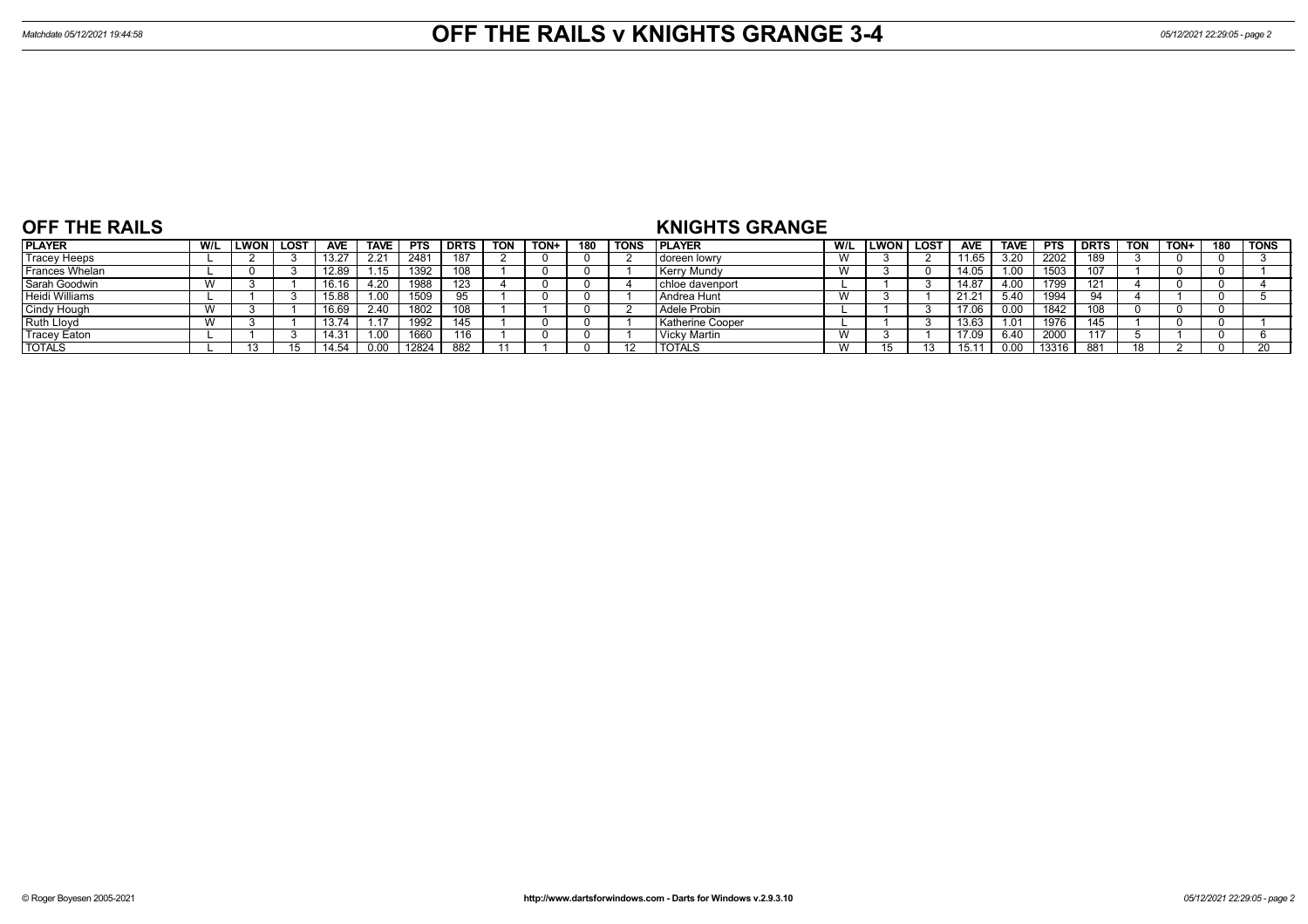# OFF THE RAILS v KNIGHTS GRANGE 3-4

Matchdate 05/12/2021 19:44:58

## OFF THE RAILS

| PLAYER | W/L | LWON | LOST | AVE | TAVE | PTS | DRTS | TON | TON+ | 180 | TONS |
|---|---|---|---|---|---|---|---|---|---|---|---|
| Tracey Heeps | L | 2 | 3 | 13.27 | 2.21 | 2481 | 187 | 2 | 0 | 0 | 2 |
| Frances Whelan | L | 0 | 3 | 12.89 | 1.15 | 1392 | 108 | 1 | 0 | 0 | 1 |
| Sarah Goodwin | W | 3 | 1 | 16.16 | 4.20 | 1988 | 123 | 4 | 0 | 0 | 4 |
| Heidi Williams | L | 1 | 3 | 15.88 | 1.00 | 1509 | 95 | 1 | 0 | 0 | 1 |
| Cindy Hough | W | 3 | 1 | 16.69 | 2.40 | 1802 | 108 | 1 | 1 | 0 | 2 |
| Ruth Lloyd | W | 3 | 1 | 13.74 | 1.17 | 1992 | 145 | 1 | 0 | 0 | 1 |
| Tracey Eaton | L | 1 | 3 | 14.31 | 1.00 | 1660 | 116 | 1 | 0 | 0 | 1 |
| TOTALS | L | 13 | 15 | 14.54 | 0.00 | 12824 | 882 | 11 | 1 | 0 | 12 |

## KNIGHTS GRANGE

| PLAYER | W/L | LWON | LOST | AVE | TAVE | PTS | DRTS | TON | TON+ | 180 | TONS |
|---|---|---|---|---|---|---|---|---|---|---|---|
| doreen lowry | W | 3 | 2 | 11.65 | 3.20 | 2202 | 189 | 3 | 0 | 0 | 3 |
| Kerry Mundy | W | 3 | 0 | 14.05 | 1.00 | 1503 | 107 | 1 | 0 | 0 | 1 |
| chloe davenport | L | 1 | 3 | 14.87 | 4.00 | 1799 | 121 | 4 | 0 | 0 | 4 |
| Andrea Hunt | W | 3 | 1 | 21.21 | 5.40 | 1994 | 94 | 4 | 1 | 0 | 5 |
| Adele Probin | L | 1 | 3 | 17.06 | 0.00 | 1842 | 108 | 0 | 0 | 0 | |
| Katherine Cooper | L | 1 | 3 | 13.63 | 1.01 | 1976 | 145 | 1 | 0 | 0 | 1 |
| Vicky Martin | W | 3 | 1 | 17.09 | 6.40 | 2000 | 117 | 5 | 1 | 0 | 6 |
| TOTALS | W | 15 | 13 | 15.11 | 0.00 | 13316 | 881 | 18 | 2 | 0 | 20 |